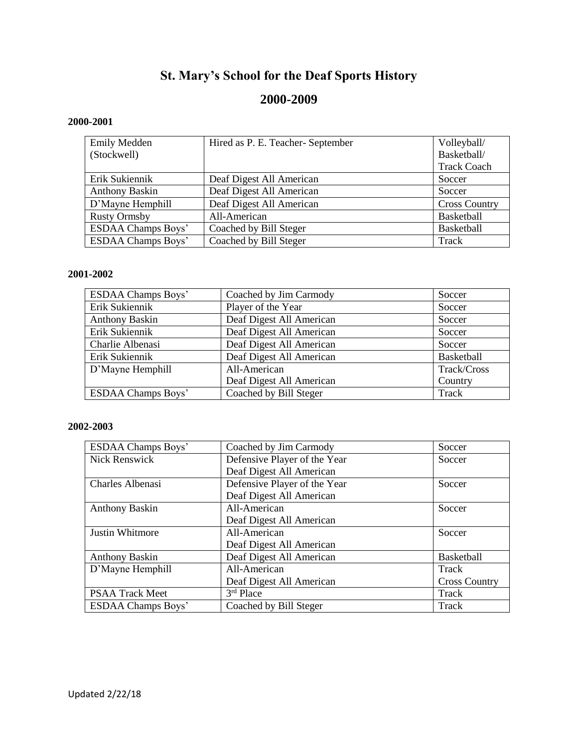# St. Mary's School for the Deaf Sports History

## 2000-2009

**2000-2001**

| | | |
|---|---|---|
| Emily Medden (Stockwell) | Hired as P. E. Teacher- September | Volleyball/ Basketball/ Track Coach |
| Erik Sukiennik | Deaf Digest All American | Soccer |
| Anthony Baskin | Deaf Digest All American | Soccer |
| D'Mayne Hemphill | Deaf Digest All American | Cross Country |
| Rusty Ormsby | All-American | Basketball |
| ESDAA Champs Boys' | Coached by Bill Steger | Basketball |
| ESDAA Champs Boys' | Coached by Bill Steger | Track |

**2001-2002**

| | | |
|---|---|---|
| ESDAA Champs Boys' | Coached by Jim Carmody | Soccer |
| Erik Sukiennik | Player of the Year | Soccer |
| Anthony Baskin | Deaf Digest All American | Soccer |
| Erik Sukiennik | Deaf Digest All American | Soccer |
| Charlie Albenasi | Deaf Digest All American | Soccer |
| Erik Sukiennik | Deaf Digest All American | Basketball |
| D'Mayne Hemphill | All-American<br>Deaf Digest All American | Track/Cross Country |
| ESDAA Champs Boys' | Coached by Bill Steger | Track |

**2002-2003**

| | | |
|---|---|---|
| ESDAA Champs Boys' | Coached by Jim Carmody | Soccer |
| Nick Renswick | Defensive Player of the Year<br>Deaf Digest All American | Soccer |
| Charles Albenasi | Defensive Player of the Year<br>Deaf Digest All American | Soccer |
| Anthony Baskin | All-American<br>Deaf Digest All American | Soccer |
| Justin Whitmore | All-American<br>Deaf Digest All American | Soccer |
| Anthony Baskin | Deaf Digest All American | Basketball |
| D'Mayne Hemphill | All-American<br>Deaf Digest All American | Track<br>Cross Country |
| PSAA Track Meet | 3rd Place | Track |
| ESDAA Champs Boys' | Coached by Bill Steger | Track |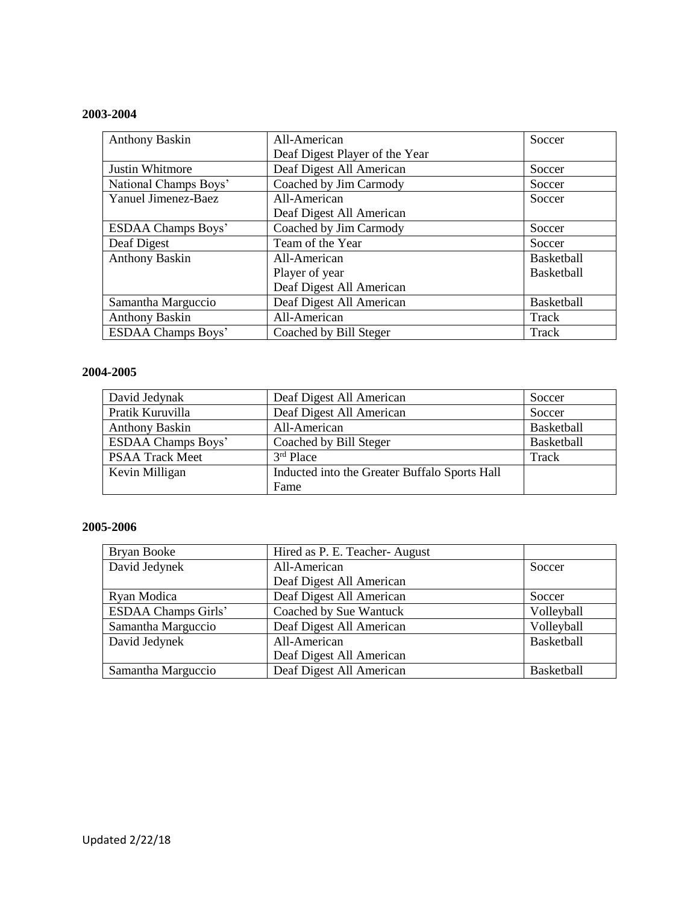**2003-2004**

| | | |
|---|---|---|
| Anthony Baskin | All-American<br>Deaf Digest Player of the Year | Soccer |
| Justin Whitmore | Deaf Digest All American | Soccer |
| National Champs Boys' | Coached by Jim Carmody | Soccer |
| Yanuel Jimenez-Baez | All-American<br>Deaf Digest All American | Soccer |
| ESDAA Champs Boys' | Coached by Jim Carmody | Soccer |
| Deaf Digest | Team of the Year | Soccer |
| Anthony Baskin | All-American<br>Player of year<br>Deaf Digest All American | Basketball<br>Basketball |
| Samantha Marguccio | Deaf Digest All American | Basketball |
| Anthony Baskin | All-American | Track |
| ESDAA Champs Boys' | Coached by Bill Steger | Track |

**2004-2005**

| | | |
|---|---|---|
| David Jedynak | Deaf Digest All American | Soccer |
| Pratik Kuruvilla | Deaf Digest All American | Soccer |
| Anthony Baskin | All-American | Basketball |
| ESDAA Champs Boys' | Coached by Bill Steger | Basketball |
| PSAA Track Meet | 3rd Place | Track |
| Kevin Milligan | Inducted into the Greater Buffalo Sports Hall Fame | |

**2005-2006**

| | | |
|---|---|---|
| Bryan Booke | Hired as P. E. Teacher- August | |
| David Jedynek | All-American<br>Deaf Digest All American | Soccer |
| Ryan Modica | Deaf Digest All American | Soccer |
| ESDAA Champs Girls' | Coached by Sue Wantuck | Volleyball |
| Samantha Marguccio | Deaf Digest All American | Volleyball |
| David Jedynek | All-American<br>Deaf Digest All American | Basketball |
| Samantha Marguccio | Deaf Digest All American | Basketball |

Updated 2/22/18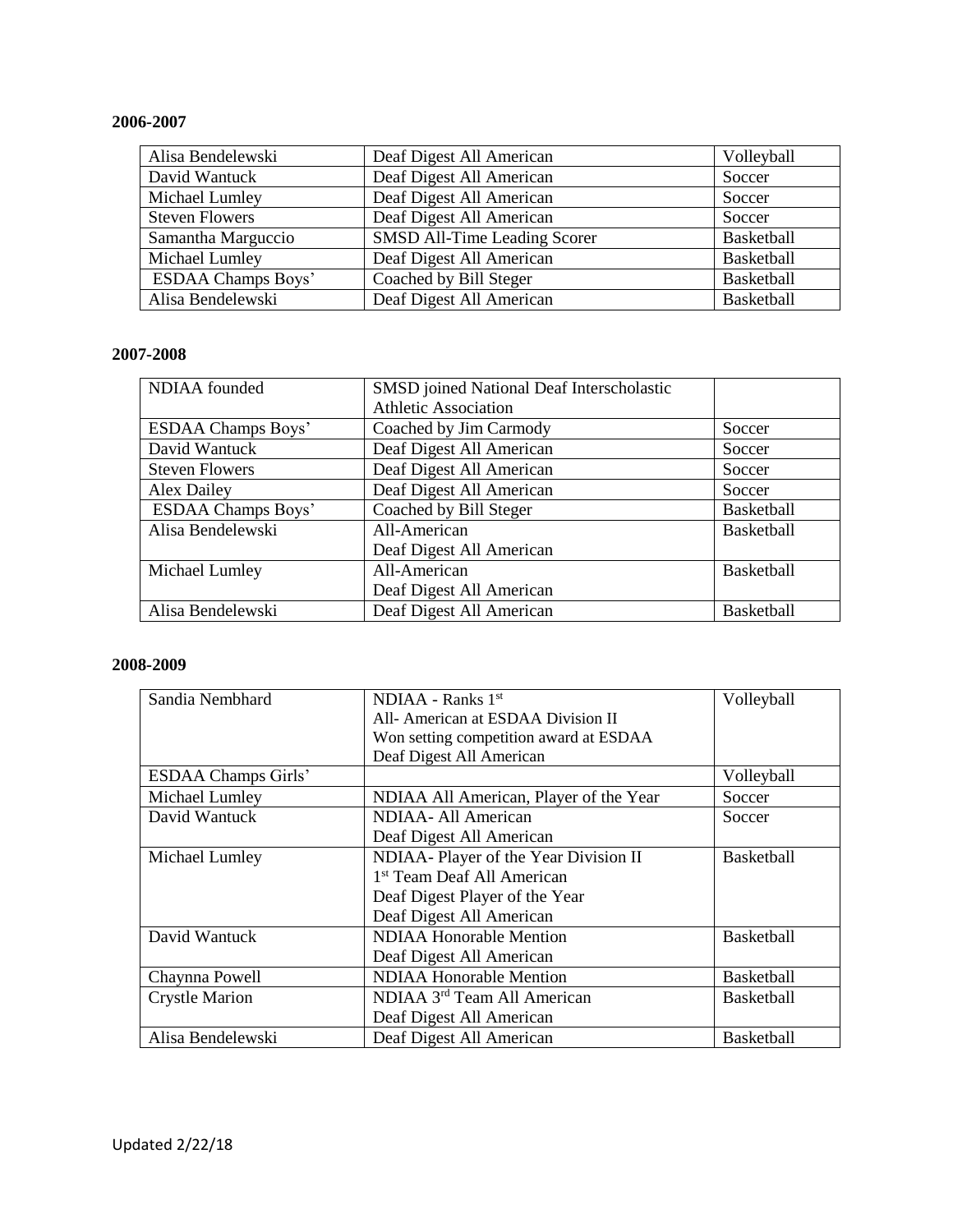**2006-2007**

| | | |
|---|---|---|
| Alisa Bendelewski | Deaf Digest All American | Volleyball |
| David Wantuck | Deaf Digest All American | Soccer |
| Michael Lumley | Deaf Digest All American | Soccer |
| Steven Flowers | Deaf Digest All American | Soccer |
| Samantha Marguccio | SMSD All-Time Leading Scorer | Basketball |
| Michael Lumley | Deaf Digest All American | Basketball |
| ESDAA Champs Boys' | Coached by Bill Steger | Basketball |
| Alisa Bendelewski | Deaf Digest All American | Basketball |

**2007-2008**

| | | |
|---|---|---|
| NDIAA founded | SMSD joined National Deaf Interscholastic Athletic Association | |
| ESDAA Champs Boys' | Coached by Jim Carmody | Soccer |
| David Wantuck | Deaf Digest All American | Soccer |
| Steven Flowers | Deaf Digest All American | Soccer |
| Alex Dailey | Deaf Digest All American | Soccer |
| ESDAA Champs Boys' | Coached by Bill Steger | Basketball |
| Alisa Bendelewski | All-American<br>Deaf Digest All American | Basketball |
| Michael Lumley | All-American<br>Deaf Digest All American | Basketball |
| Alisa Bendelewski | Deaf Digest All American | Basketball |

**2008-2009**

| | | |
|---|---|---|
| Sandia Nembhard | NDIAA - Ranks 1st<br>All- American at ESDAA Division II<br>Won setting competition award at ESDAA<br>Deaf Digest All American | Volleyball |
| ESDAA Champs Girls' | | Volleyball |
| Michael Lumley | NDIAA All American, Player of the Year | Soccer |
| David Wantuck | NDIAA- All American<br>Deaf Digest All American | Soccer |
| Michael Lumley | NDIAA- Player of the Year Division II<br>1st Team Deaf All American<br>Deaf Digest Player of the Year<br>Deaf Digest All American | Basketball |
| David Wantuck | NDIAA Honorable Mention<br>Deaf Digest All American | Basketball |
| Chaynna Powell | NDIAA Honorable Mention | Basketball |
| Crystle Marion | NDIAA 3rd Team All American<br>Deaf Digest All American | Basketball |
| Alisa Bendelewski | Deaf Digest All American | Basketball |

Updated 2/22/18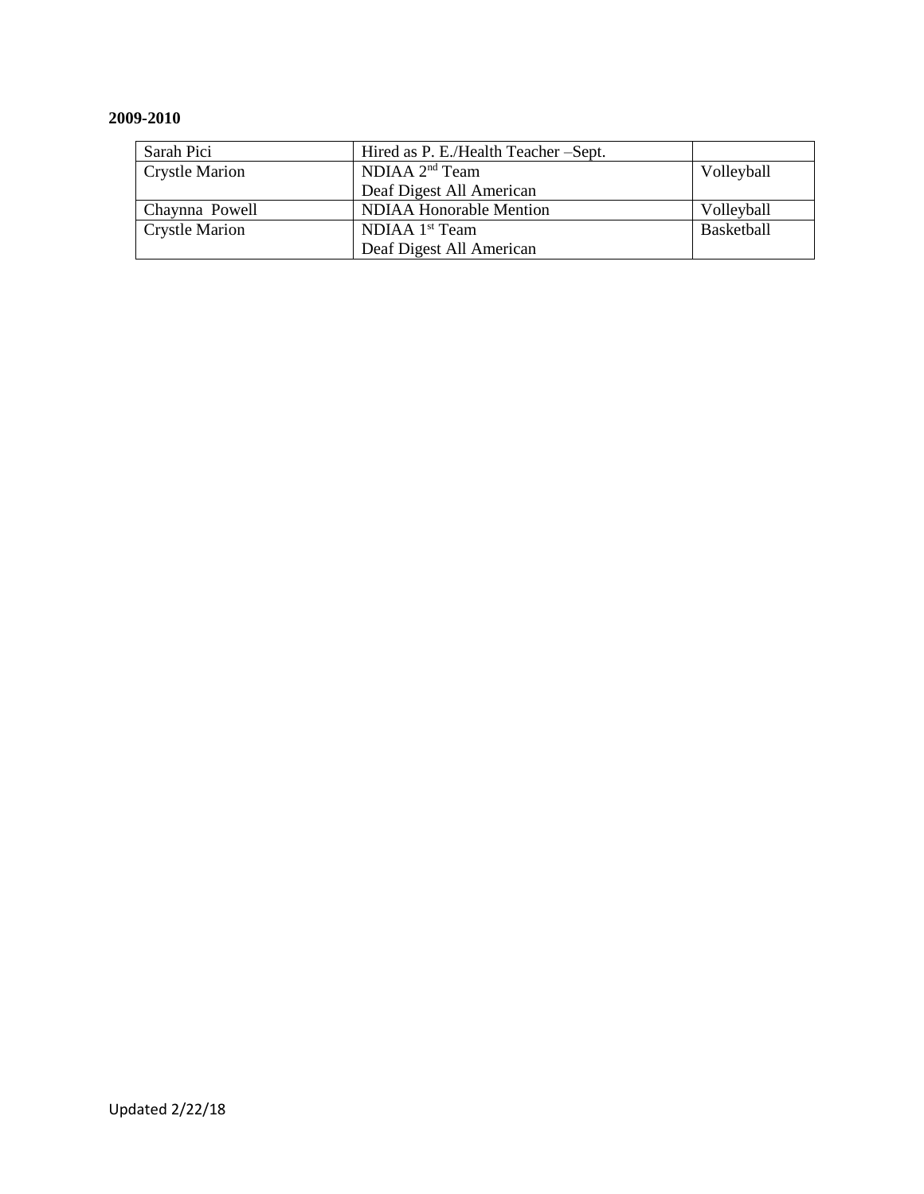**2009-2010**

| | | |
|---|---|---|
| Sarah Pici | Hired as P. E./Health Teacher –Sept. | |
| Crystle Marion | NDIAA 2nd Team<br>Deaf Digest All American | Volleyball |
| Chaynna Powell | NDIAA Honorable Mention | Volleyball |
| Crystle Marion | NDIAA 1st Team<br>Deaf Digest All American | Basketball |

Updated 2/22/18